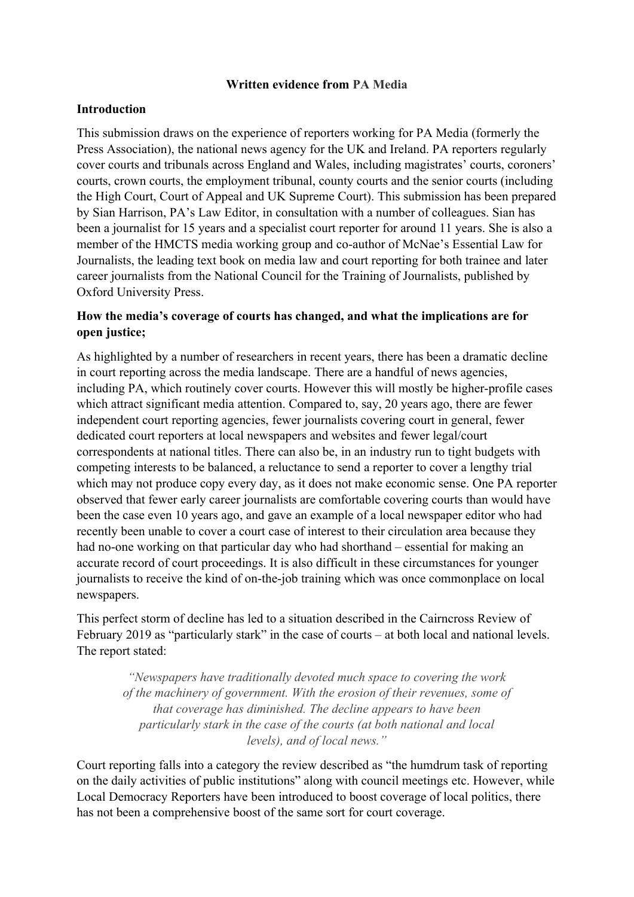**Written evidence from PA Media**

**Introduction**

This submission draws on the experience of reporters working for PA Media (formerly the Press Association), the national news agency for the UK and Ireland. PA reporters regularly cover courts and tribunals across England and Wales, including magistrates' courts, coroners' courts, crown courts, the employment tribunal, county courts and the senior courts (including the High Court, Court of Appeal and UK Supreme Court). This submission has been prepared by Sian Harrison, PA's Law Editor, in consultation with a number of colleagues. Sian has been a journalist for 15 years and a specialist court reporter for around 11 years. She is also a member of the HMCTS media working group and co-author of McNae's Essential Law for Journalists, the leading text book on media law and court reporting for both trainee and later career journalists from the National Council for the Training of Journalists, published by Oxford University Press.

**How the media's coverage of courts has changed, and what the implications are for open justice;**

As highlighted by a number of researchers in recent years, there has been a dramatic decline in court reporting across the media landscape. There are a handful of news agencies, including PA, which routinely cover courts. However this will mostly be higher-profile cases which attract significant media attention. Compared to, say, 20 years ago, there are fewer independent court reporting agencies, fewer journalists covering court in general, fewer dedicated court reporters at local newspapers and websites and fewer legal/court correspondents at national titles. There can also be, in an industry run to tight budgets with competing interests to be balanced, a reluctance to send a reporter to cover a lengthy trial which may not produce copy every day, as it does not make economic sense. One PA reporter observed that fewer early career journalists are comfortable covering courts than would have been the case even 10 years ago, and gave an example of a local newspaper editor who had recently been unable to cover a court case of interest to their circulation area because they had no-one working on that particular day who had shorthand – essential for making an accurate record of court proceedings. It is also difficult in these circumstances for younger journalists to receive the kind of on-the-job training which was once commonplace on local newspapers.

This perfect storm of decline has led to a situation described in the Cairncross Review of February 2019 as "particularly stark" in the case of courts – at both local and national levels. The report stated:

> *"Newspapers have traditionally devoted much space to covering the work of the machinery of government. With the erosion of their revenues, some of that coverage has diminished. The decline appears to have been particularly stark in the case of the courts (at both national and local levels), and of local news."*

Court reporting falls into a category the review described as "the humdrum task of reporting on the daily activities of public institutions" along with council meetings etc. However, while Local Democracy Reporters have been introduced to boost coverage of local politics, there has not been a comprehensive boost of the same sort for court coverage.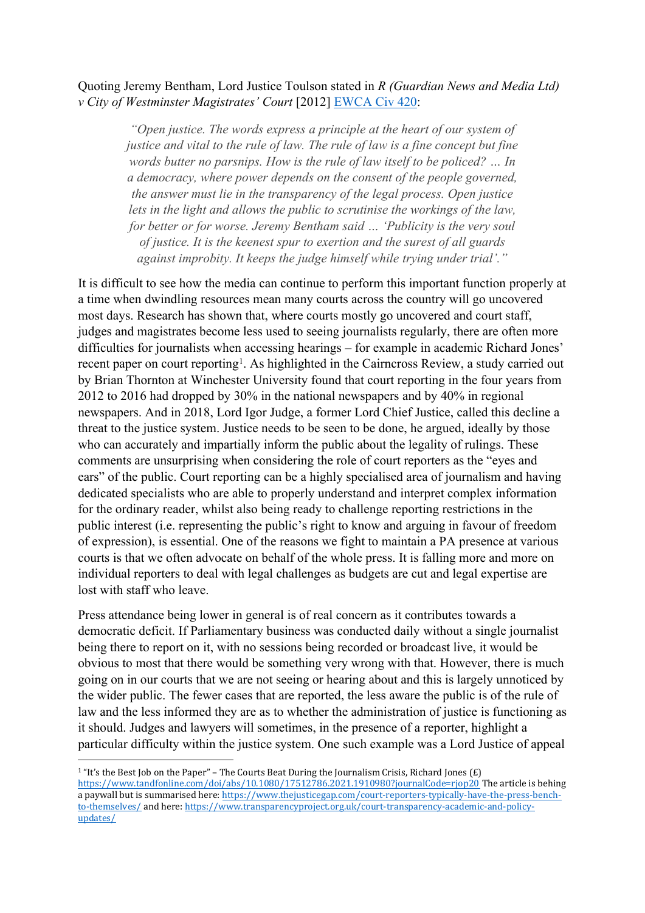Quoting Jeremy Bentham, Lord Justice Toulson stated in *R (Guardian News and Media Ltd) v City of Westminster Magistrates' Court* [2012] [EWCA Civ 420](#):

> *"Open justice. The words express a principle at the heart of our system of justice and vital to the rule of law. The rule of law is a fine concept but fine words butter no parsnips. How is the rule of law itself to be policed? … In a democracy, where power depends on the consent of the people governed, the answer must lie in the transparency of the legal process. Open justice lets in the light and allows the public to scrutinise the workings of the law, for better or for worse. Jeremy Bentham said … 'Publicity is the very soul of justice. It is the keenest spur to exertion and the surest of all guards against improbity. It keeps the judge himself while trying under trial'."*

It is difficult to see how the media can continue to perform this important function properly at a time when dwindling resources mean many courts across the country will go uncovered most days. Research has shown that, where courts mostly go uncovered and court staff, judges and magistrates become less used to seeing journalists regularly, there are often more difficulties for journalists when accessing hearings – for example in academic Richard Jones' recent paper on court reporting[1]. As highlighted in the Cairncross Review, a study carried out by Brian Thornton at Winchester University found that court reporting in the four years from 2012 to 2016 had dropped by 30% in the national newspapers and by 40% in regional newspapers. And in 2018, Lord Igor Judge, a former Lord Chief Justice, called this decline a threat to the justice system. Justice needs to be seen to be done, he argued, ideally by those who can accurately and impartially inform the public about the legality of rulings. These comments are unsurprising when considering the role of court reporters as the "eyes and ears" of the public. Court reporting can be a highly specialised area of journalism and having dedicated specialists who are able to properly understand and interpret complex information for the ordinary reader, whilst also being ready to challenge reporting restrictions in the public interest (i.e. representing the public's right to know and arguing in favour of freedom of expression), is essential. One of the reasons we fight to maintain a PA presence at various courts is that we often advocate on behalf of the whole press. It is falling more and more on individual reporters to deal with legal challenges as budgets are cut and legal expertise are lost with staff who leave.

Press attendance being lower in general is of real concern as it contributes towards a democratic deficit. If Parliamentary business was conducted daily without a single journalist being there to report on it, with no sessions being recorded or broadcast live, it would be obvious to most that there would be something very wrong with that. However, there is much going on in our courts that we are not seeing or hearing about and this is largely unnoticed by the wider public. The fewer cases that are reported, the less aware the public is of the rule of law and the less informed they are as to whether the administration of justice is functioning as it should. Judges and lawyers will sometimes, in the presence of a reporter, highlight a particular difficulty within the justice system. One such example was a Lord Justice of appeal

---

[1] "It's the Best Job on the Paper" – The Courts Beat During the Journalism Crisis, Richard Jones (£) https://www.tandfonline.com/doi/abs/10.1080/17512786.2021.1910980?journalCode=rjop20 The article is behing a paywall but is summarised here: https://www.thejusticegap.com/court-reporters-typically-have-the-press-bench-to-themselves/ and here: https://www.transparencyproject.org.uk/court-transparency-academic-and-policy-updates/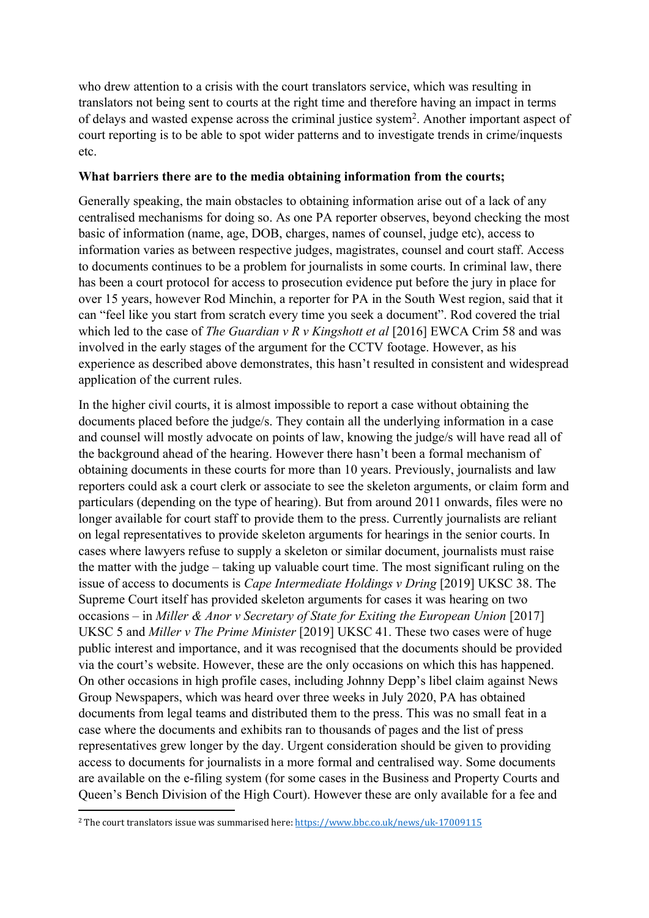who drew attention to a crisis with the court translators service, which was resulting in translators not being sent to courts at the right time and therefore having an impact in terms of delays and wasted expense across the criminal justice system[2]. Another important aspect of court reporting is to be able to spot wider patterns and to investigate trends in crime/inquests etc.

**What barriers there are to the media obtaining information from the courts;**

Generally speaking, the main obstacles to obtaining information arise out of a lack of any centralised mechanisms for doing so. As one PA reporter observes, beyond checking the most basic of information (name, age, DOB, charges, names of counsel, judge etc), access to information varies as between respective judges, magistrates, counsel and court staff. Access to documents continues to be a problem for journalists in some courts. In criminal law, there has been a court protocol for access to prosecution evidence put before the jury in place for over 15 years, however Rod Minchin, a reporter for PA in the South West region, said that it can "feel like you start from scratch every time you seek a document". Rod covered the trial which led to the case of *The Guardian v R v Kingshott et al* [2016] EWCA Crim 58 and was involved in the early stages of the argument for the CCTV footage. However, as his experience as described above demonstrates, this hasn't resulted in consistent and widespread application of the current rules.

In the higher civil courts, it is almost impossible to report a case without obtaining the documents placed before the judge/s. They contain all the underlying information in a case and counsel will mostly advocate on points of law, knowing the judge/s will have read all of the background ahead of the hearing. However there hasn't been a formal mechanism of obtaining documents in these courts for more than 10 years. Previously, journalists and law reporters could ask a court clerk or associate to see the skeleton arguments, or claim form and particulars (depending on the type of hearing). But from around 2011 onwards, files were no longer available for court staff to provide them to the press. Currently journalists are reliant on legal representatives to provide skeleton arguments for hearings in the senior courts. In cases where lawyers refuse to supply a skeleton or similar document, journalists must raise the matter with the judge – taking up valuable court time. The most significant ruling on the issue of access to documents is *Cape Intermediate Holdings v Dring* [2019] UKSC 38. The Supreme Court itself has provided skeleton arguments for cases it was hearing on two occasions – in *Miller & Anor v Secretary of State for Exiting the European Union* [2017] UKSC 5 and *Miller v The Prime Minister* [2019] UKSC 41. These two cases were of huge public interest and importance, and it was recognised that the documents should be provided via the court's website. However, these are the only occasions on which this has happened. On other occasions in high profile cases, including Johnny Depp's libel claim against News Group Newspapers, which was heard over three weeks in July 2020, PA has obtained documents from legal teams and distributed them to the press. This was no small feat in a case where the documents and exhibits ran to thousands of pages and the list of press representatives grew longer by the day. Urgent consideration should be given to providing access to documents for journalists in a more formal and centralised way. Some documents are available on the e-filing system (for some cases in the Business and Property Courts and Queen's Bench Division of the High Court). However these are only available for a fee and

[2] The court translators issue was summarised here: https://www.bbc.co.uk/news/uk-17009115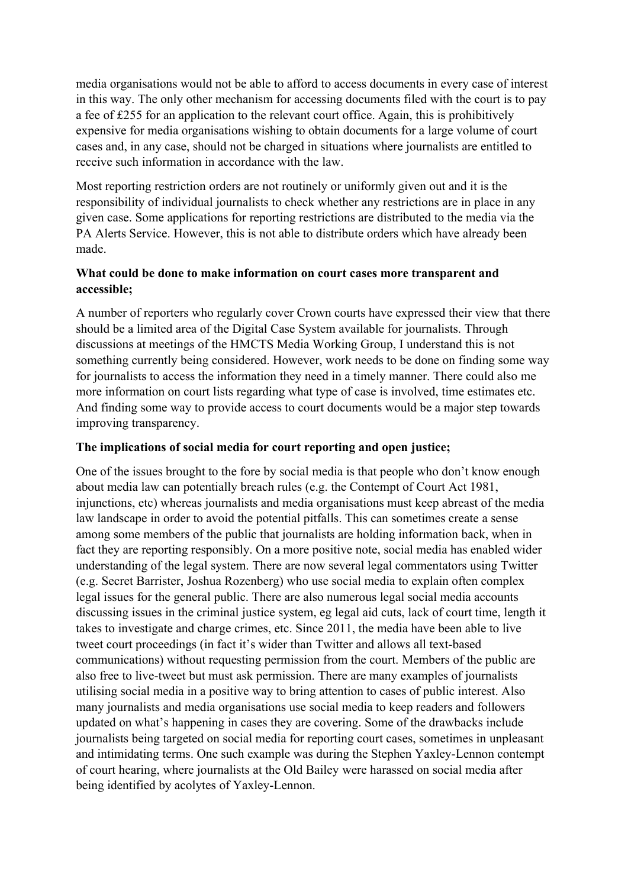media organisations would not be able to afford to access documents in every case of interest in this way. The only other mechanism for accessing documents filed with the court is to pay a fee of £255 for an application to the relevant court office. Again, this is prohibitively expensive for media organisations wishing to obtain documents for a large volume of court cases and, in any case, should not be charged in situations where journalists are entitled to receive such information in accordance with the law.

Most reporting restriction orders are not routinely or uniformly given out and it is the responsibility of individual journalists to check whether any restrictions are in place in any given case. Some applications for reporting restrictions are distributed to the media via the PA Alerts Service. However, this is not able to distribute orders which have already been made.

**What could be done to make information on court cases more transparent and accessible;**

A number of reporters who regularly cover Crown courts have expressed their view that there should be a limited area of the Digital Case System available for journalists. Through discussions at meetings of the HMCTS Media Working Group, I understand this is not something currently being considered. However, work needs to be done on finding some way for journalists to access the information they need in a timely manner. There could also me more information on court lists regarding what type of case is involved, time estimates etc. And finding some way to provide access to court documents would be a major step towards improving transparency.

**The implications of social media for court reporting and open justice;**

One of the issues brought to the fore by social media is that people who don't know enough about media law can potentially breach rules (e.g. the Contempt of Court Act 1981, injunctions, etc) whereas journalists and media organisations must keep abreast of the media law landscape in order to avoid the potential pitfalls. This can sometimes create a sense among some members of the public that journalists are holding information back, when in fact they are reporting responsibly. On a more positive note, social media has enabled wider understanding of the legal system. There are now several legal commentators using Twitter (e.g. Secret Barrister, Joshua Rozenberg) who use social media to explain often complex legal issues for the general public. There are also numerous legal social media accounts discussing issues in the criminal justice system, eg legal aid cuts, lack of court time, length it takes to investigate and charge crimes, etc. Since 2011, the media have been able to live tweet court proceedings (in fact it's wider than Twitter and allows all text-based communications) without requesting permission from the court. Members of the public are also free to live-tweet but must ask permission. There are many examples of journalists utilising social media in a positive way to bring attention to cases of public interest. Also many journalists and media organisations use social media to keep readers and followers updated on what's happening in cases they are covering. Some of the drawbacks include journalists being targeted on social media for reporting court cases, sometimes in unpleasant and intimidating terms. One such example was during the Stephen Yaxley-Lennon contempt of court hearing, where journalists at the Old Bailey were harassed on social media after being identified by acolytes of Yaxley-Lennon.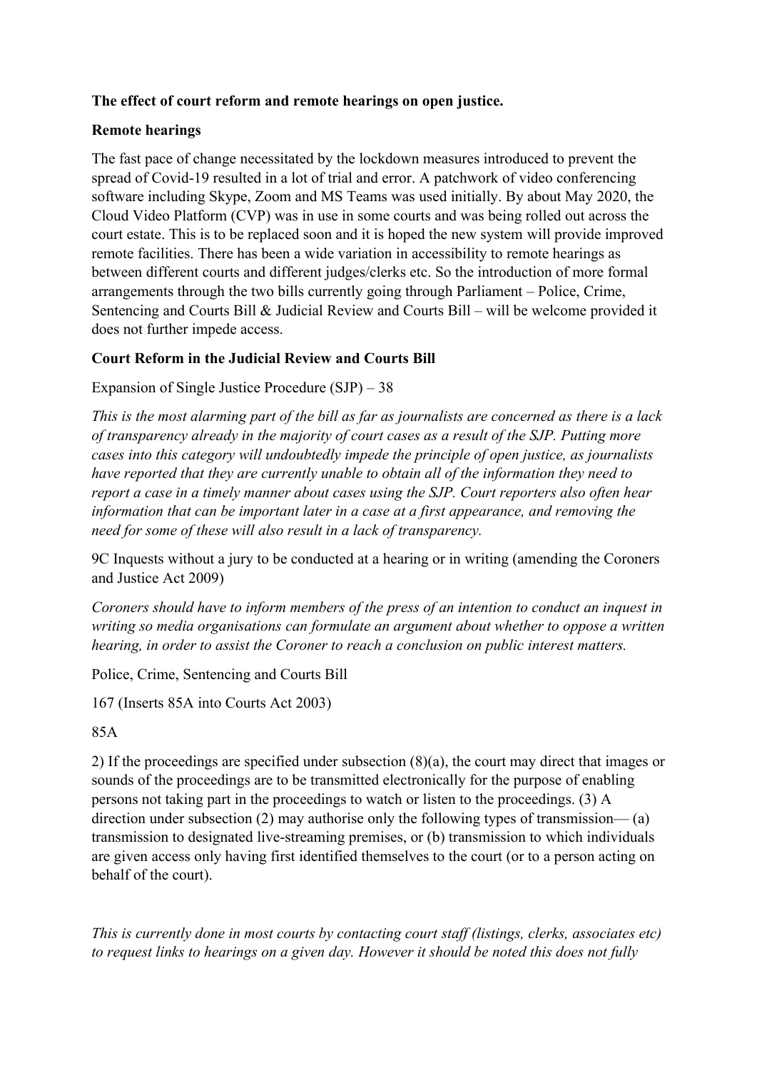**The effect of court reform and remote hearings on open justice.**

**Remote hearings**

The fast pace of change necessitated by the lockdown measures introduced to prevent the spread of Covid-19 resulted in a lot of trial and error. A patchwork of video conferencing software including Skype, Zoom and MS Teams was used initially. By about May 2020, the Cloud Video Platform (CVP) was in use in some courts and was being rolled out across the court estate. This is to be replaced soon and it is hoped the new system will provide improved remote facilities. There has been a wide variation in accessibility to remote hearings as between different courts and different judges/clerks etc. So the introduction of more formal arrangements through the two bills currently going through Parliament – Police, Crime, Sentencing and Courts Bill & Judicial Review and Courts Bill – will be welcome provided it does not further impede access.

**Court Reform in the Judicial Review and Courts Bill**

Expansion of Single Justice Procedure (SJP) – 38

*This is the most alarming part of the bill as far as journalists are concerned as there is a lack of transparency already in the majority of court cases as a result of the SJP. Putting more cases into this category will undoubtedly impede the principle of open justice, as journalists have reported that they are currently unable to obtain all of the information they need to report a case in a timely manner about cases using the SJP. Court reporters also often hear information that can be important later in a case at a first appearance, and removing the need for some of these will also result in a lack of transparency.*

9C Inquests without a jury to be conducted at a hearing or in writing (amending the Coroners and Justice Act 2009)

*Coroners should have to inform members of the press of an intention to conduct an inquest in writing so media organisations can formulate an argument about whether to oppose a written hearing, in order to assist the Coroner to reach a conclusion on public interest matters.*

Police, Crime, Sentencing and Courts Bill

167 (Inserts 85A into Courts Act 2003)

85A

2) If the proceedings are specified under subsection (8)(a), the court may direct that images or sounds of the proceedings are to be transmitted electronically for the purpose of enabling persons not taking part in the proceedings to watch or listen to the proceedings. (3) A direction under subsection (2) may authorise only the following types of transmission— (a) transmission to designated live-streaming premises, or (b) transmission to which individuals are given access only having first identified themselves to the court (or to a person acting on behalf of the court).

*This is currently done in most courts by contacting court staff (listings, clerks, associates etc) to request links to hearings on a given day. However it should be noted this does not fully*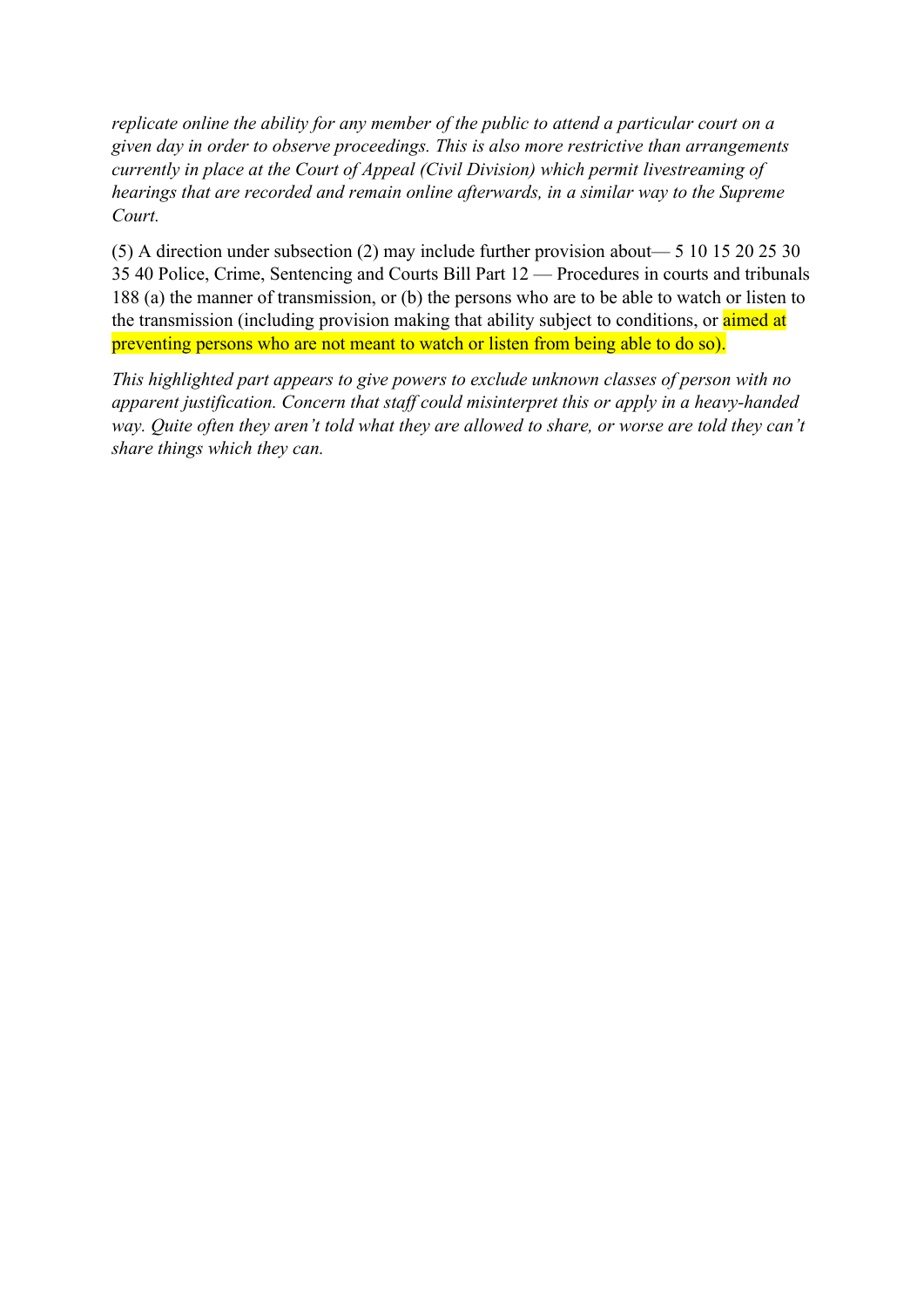*replicate online the ability for any member of the public to attend a particular court on a given day in order to observe proceedings. This is also more restrictive than arrangements currently in place at the Court of Appeal (Civil Division) which permit livestreaming of hearings that are recorded and remain online afterwards, in a similar way to the Supreme Court.*

(5) A direction under subsection (2) may include further provision about— 5 10 15 20 25 30 35 40 Police, Crime, Sentencing and Courts Bill Part 12 — Procedures in courts and tribunals 188 (a) the manner of transmission, or (b) the persons who are to be able to watch or listen to the transmission (including provision making that ability subject to conditions, or aimed at preventing persons who are not meant to watch or listen from being able to do so).

*This highlighted part appears to give powers to exclude unknown classes of person with no apparent justification. Concern that staff could misinterpret this or apply in a heavy-handed way. Quite often they aren't told what they are allowed to share, or worse are told they can't share things which they can.*